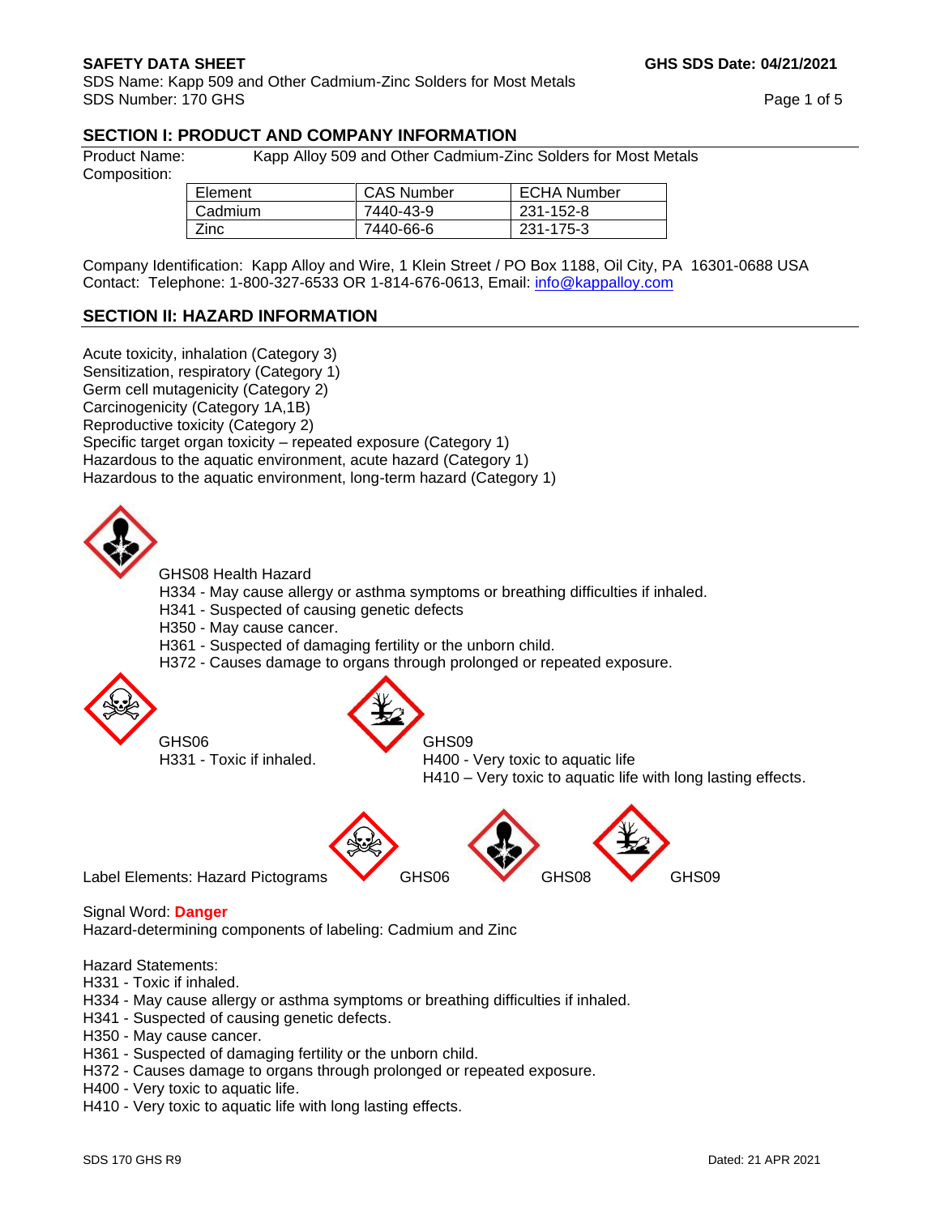## SECTION I: PRODUCT AND COMPANY INFORMATION

Product Name: Kapp Alloy 509 and Other Cadmium-Zinc Solders for Most Metals

Composition:

| Element | CAS Number | ECHA Number |
| --- | --- | --- |
| Cadmium | 7440-43-9 | 231-152-8 |
| Zinc | 7440-66-6 | 231-175-3 |

Company Identification: Kapp Alloy and Wire, 1 Klein Street / PO Box 1188, Oil City, PA 16301-0688 USA
Contact: Telephone: 1-800-327-6533 OR 1-814-676-0613, Email: info@kappalloy.com

## SECTION II: HAZARD INFORMATION

Acute toxicity, inhalation (Category 3)
Sensitization, respiratory (Category 1)
Germ cell mutagenicity (Category 2)
Carcinogenicity (Category 1A,1B)
Reproductive toxicity (Category 2)
Specific target organ toxicity – repeated exposure (Category 1)
Hazardous to the aquatic environment, acute hazard (Category 1)
Hazardous to the aquatic environment, long-term hazard (Category 1)

GHS08 Health Hazard
H334 - May cause allergy or asthma symptoms or breathing difficulties if inhaled.
H341 - Suspected of causing genetic defects
H350 - May cause cancer.
H361 - Suspected of damaging fertility or the unborn child.
H372 - Causes damage to organs through prolonged or repeated exposure.

GHS06
H331 - Toxic if inhaled.

GHS09
H400 - Very toxic to aquatic life
H410 – Very toxic to aquatic life with long lasting effects.

Label Elements: Hazard Pictograms GHS06 GHS08 GHS09

Signal Word: **Danger**
Hazard-determining components of labeling: Cadmium and Zinc

Hazard Statements:
H331 - Toxic if inhaled.
H334 - May cause allergy or asthma symptoms or breathing difficulties if inhaled.
H341 - Suspected of causing genetic defects.
H350 - May cause cancer.
H361 - Suspected of damaging fertility or the unborn child.
H372 - Causes damage to organs through prolonged or repeated exposure.
H400 - Very toxic to aquatic life.
H410 - Very toxic to aquatic life with long lasting effects.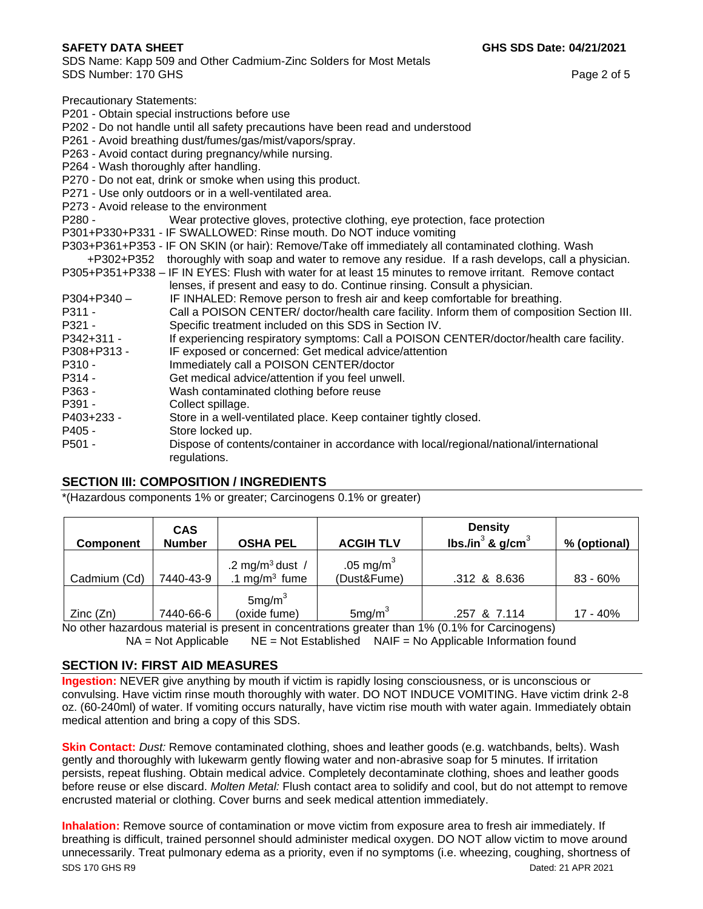Precautionary Statements:

P201 - Obtain special instructions before use
P202 - Do not handle until all safety precautions have been read and understood
P261 - Avoid breathing dust/fumes/gas/mist/vapors/spray.
P263 - Avoid contact during pregnancy/while nursing.
P264 - Wash thoroughly after handling.
P270 - Do not eat, drink or smoke when using this product.
P271 - Use only outdoors or in a well-ventilated area.
P273 - Avoid release to the environment
P280 - Wear protective gloves, protective clothing, eye protection, face protection
P301+P330+P331 - IF SWALLOWED: Rinse mouth. Do NOT induce vomiting
P303+P361+P353 - IF ON SKIN (or hair): Remove/Take off immediately all contaminated clothing. Wash +P302+P352 thoroughly with soap and water to remove any residue. If a rash develops, call a physician.
P305+P351+P338 – IF IN EYES: Flush with water for at least 15 minutes to remove irritant. Remove contact lenses, if present and easy to do. Continue rinsing. Consult a physician.
P304+P340 – IF INHALED: Remove person to fresh air and keep comfortable for breathing.
P311 - Call a POISON CENTER/ doctor/health care facility. Inform them of composition Section III.
P321 - Specific treatment included on this SDS in Section IV.
P342+311 - If experiencing respiratory symptoms: Call a POISON CENTER/doctor/health care facility.
P308+P313 - IF exposed or concerned: Get medical advice/attention
P310 - Immediately call a POISON CENTER/doctor
P314 - Get medical advice/attention if you feel unwell.
P363 - Wash contaminated clothing before reuse
P391 - Collect spillage.
P403+233 - Store in a well-ventilated place. Keep container tightly closed.
P405 - Store locked up.
P501 - Dispose of contents/container in accordance with local/regional/national/international regulations.

## SECTION III: COMPOSITION / INGREDIENTS

*(Hazardous components 1% or greater; Carcinogens 0.1% or greater)

| Component | CAS Number | OSHA PEL | ACGIH TLV | Density lbs./$in^3$ & g/$cm^3$ | % (optional) |
|---|---|---|---|---|---|
| Cadmium (Cd) | 7440-43-9 | .2 mg/$m^3$ dust / .1 mg/$m^3$ fume | .05 mg/$m^3$ (Dust&Fume) | .312 & 8.636 | 83 - 60% |
| Zinc (Zn) | 7440-66-6 | 5mg/$m^3$ (oxide fume) | 5mg/$m^3$ | .257 & 7.114 | 17 - 40% |

No other hazardous material is present in concentrations greater than 1% (0.1% for Carcinogens)

NA = Not Applicable NE = Not Established NAIF = No Applicable Information found

## SECTION IV: FIRST AID MEASURES

**Ingestion:** NEVER give anything by mouth if victim is rapidly losing consciousness, or is unconscious or convulsing. Have victim rinse mouth thoroughly with water. DO NOT INDUCE VOMITING. Have victim drink 2-8 oz. (60-240ml) of water. If vomiting occurs naturally, have victim rise mouth with water again. Immediately obtain medical attention and bring a copy of this SDS.

**Skin Contact:** *Dust:* Remove contaminated clothing, shoes and leather goods (e.g. watchbands, belts). Wash gently and thoroughly with lukewarm gently flowing water and non-abrasive soap for 5 minutes. If irritation persists, repeat flushing. Obtain medical advice. Completely decontaminate clothing, shoes and leather goods before reuse or else discard. *Molten Metal:* Flush contact area to solidify and cool, but do not attempt to remove encrusted material or clothing. Cover burns and seek medical attention immediately.

**Inhalation:** Remove source of contamination or move victim from exposure area to fresh air immediately. If breathing is difficult, trained personnel should administer medical oxygen. DO NOT allow victim to move around unnecessarily. Treat pulmonary edema as a priority, even if no symptoms (i.e. wheezing, coughing, shortness of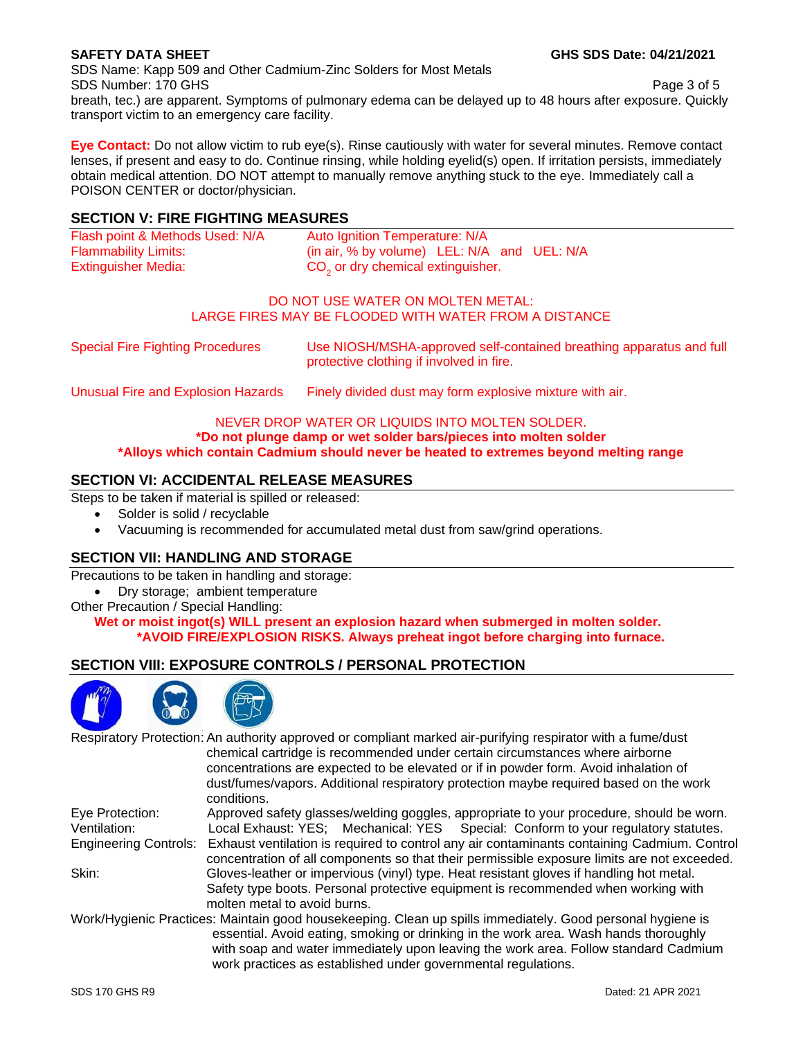breath, tec.) are apparent. Symptoms of pulmonary edema can be delayed up to 48 hours after exposure. Quickly transport victim to an emergency care facility.

**Eye Contact:** Do not allow victim to rub eye(s). Rinse cautiously with water for several minutes. Remove contact lenses, if present and easy to do. Continue rinsing, while holding eyelid(s) open. If irritation persists, immediately obtain medical attention. DO NOT attempt to manually remove anything stuck to the eye. Immediately call a POISON CENTER or doctor/physician.

## SECTION V: FIRE FIGHTING MEASURES

| | |
|---|---|
| Flash point & Methods Used: N/A | Auto Ignition Temperature: N/A |
| Flammability Limits: | (in air, % by volume) LEL: N/A and UEL: N/A |
| Extinguisher Media: | $CO_2$ or dry chemical extinguisher. |

DO NOT USE WATER ON MOLTEN METAL:
LARGE FIRES MAY BE FLOODED WITH WATER FROM A DISTANCE

| | |
|---|---|
| Special Fire Fighting Procedures | Use NIOSH/MSHA-approved self-contained breathing apparatus and full protective clothing if involved in fire. |
| Unusual Fire and Explosion Hazards | Finely divided dust may form explosive mixture with air. |

NEVER DROP WATER OR LIQUIDS INTO MOLTEN SOLDER.
**\*Do not plunge damp or wet solder bars/pieces into molten solder**
**\*Alloys which contain Cadmium should never be heated to extremes beyond melting range**

## SECTION VI: ACCIDENTAL RELEASE MEASURES

Steps to be taken if material is spilled or released:

- Solder is solid / recyclable
- Vacuuming is recommended for accumulated metal dust from saw/grind operations.

## SECTION VII: HANDLING AND STORAGE

Precautions to be taken in handling and storage:

- Dry storage; ambient temperature

Other Precaution / Special Handling:

**Wet or moist ingot(s) WILL present an explosion hazard when submerged in molten solder.**
**\*AVOID FIRE/EXPLOSION RISKS. Always preheat ingot before charging into furnace.**

## SECTION VIII: EXPOSURE CONTROLS / PERSONAL PROTECTION

Respiratory Protection: An authority approved or compliant marked air-purifying respirator with a fume/dust chemical cartridge is recommended under certain circumstances where airborne concentrations are expected to be elevated or if in powder form. Avoid inhalation of dust/fumes/vapors. Additional respiratory protection maybe required based on the work conditions.

Eye Protection: Approved safety glasses/welding goggles, appropriate to your procedure, should be worn.

Ventilation: Local Exhaust: YES; Mechanical: YES Special: Conform to your regulatory statutes.

Engineering Controls: Exhaust ventilation is required to control any air contaminants containing Cadmium. Control concentration of all components so that their permissible exposure limits are not exceeded.

Skin: Gloves-leather or impervious (vinyl) type. Heat resistant gloves if handling hot metal. Safety type boots. Personal protective equipment is recommended when working with molten metal to avoid burns.

Work/Hygienic Practices: Maintain good housekeeping. Clean up spills immediately. Good personal hygiene is essential. Avoid eating, smoking or drinking in the work area. Wash hands thoroughly with soap and water immediately upon leaving the work area. Follow standard Cadmium work practices as established under governmental regulations.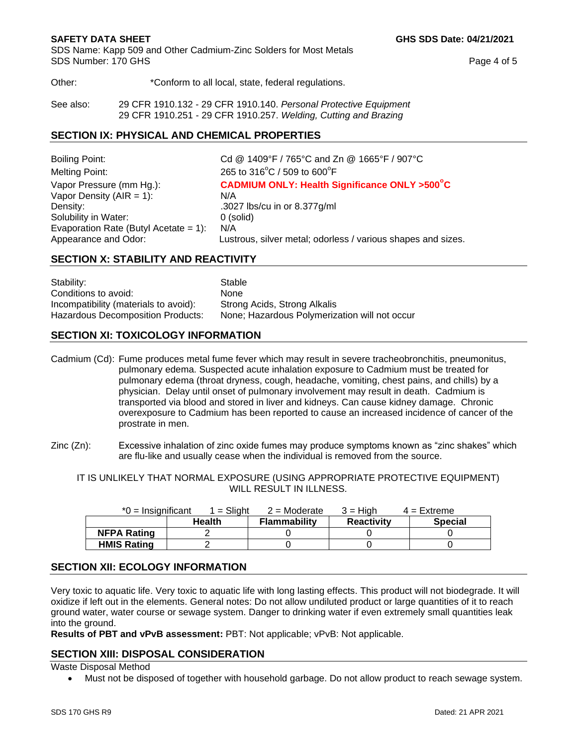Other: *Conform to all local, state, federal regulations.

See also: 29 CFR 1910.132 - 29 CFR 1910.140. *Personal Protective Equipment*
29 CFR 1910.251 - 29 CFR 1910.257. *Welding, Cutting and Brazing*

## SECTION IX: PHYSICAL AND CHEMICAL PROPERTIES

| | |
|---|---|
| Boiling Point: | Cd @ 1409°F / 765°C and Zn @ 1665°F / 907°C |
| Melting Point: | 265 to 316°C / 509 to 600°F |
| Vapor Pressure (mm Hg.): | **CADMIUM ONLY: Health Significance ONLY >500°C** |
| Vapor Density (AIR = 1): | N/A |
| Density: | .3027 lbs/cu in or 8.377g/ml |
| Solubility in Water: | 0 (solid) |
| Evaporation Rate (Butyl Acetate = 1): | N/A |
| Appearance and Odor: | Lustrous, silver metal; odorless / various shapes and sizes. |

## SECTION X: STABILITY AND REACTIVITY

| | |
|---|---|
| Stability: | Stable |
| Conditions to avoid: | None |
| Incompatibility (materials to avoid): | Strong Acids, Strong Alkalis |
| Hazardous Decomposition Products: | None; Hazardous Polymerization will not occur |

## SECTION XI: TOXICOLOGY INFORMATION

Cadmium (Cd): Fume produces metal fume fever which may result in severe tracheobronchitis, pneumonitus, pulmonary edema. Suspected acute inhalation exposure to Cadmium must be treated for pulmonary edema (throat dryness, cough, headache, vomiting, chest pains, and chills) by a physician. Delay until onset of pulmonary involvement may result in death. Cadmium is transported via blood and stored in liver and kidneys. Can cause kidney damage. Chronic overexposure to Cadmium has been reported to cause an increased incidence of cancer of the prostrate in men.

Zinc (Zn): Excessive inhalation of zinc oxide fumes may produce symptoms known as "zinc shakes" which are flu-like and usually cease when the individual is removed from the source.

IT IS UNLIKELY THAT NORMAL EXPOSURE (USING APPROPRIATE PROTECTIVE EQUIPMENT) WILL RESULT IN ILLNESS.

*0 = Insignificant 1 = Slight 2 = Moderate 3 = High 4 = Extreme

| | Health | Flammability | Reactivity | Special |
|---|---|---|---|---|
| **NFPA Rating** | 2 | 0 | 0 | 0 |
| **HMIS Rating** | 2 | 0 | 0 | 0 |

## SECTION XII: ECOLOGY INFORMATION

Very toxic to aquatic life. Very toxic to aquatic life with long lasting effects. This product will not biodegrade. It will oxidize if left out in the elements. General notes: Do not allow undiluted product or large quantities of it to reach ground water, water course or sewage system. Danger to drinking water if even extremely small quantities leak into the ground.

**Results of PBT and vPvB assessment:** PBT: Not applicable; vPvB: Not applicable.

## SECTION XIII: DISPOSAL CONSIDERATION

Waste Disposal Method

- Must not be disposed of together with household garbage. Do not allow product to reach sewage system.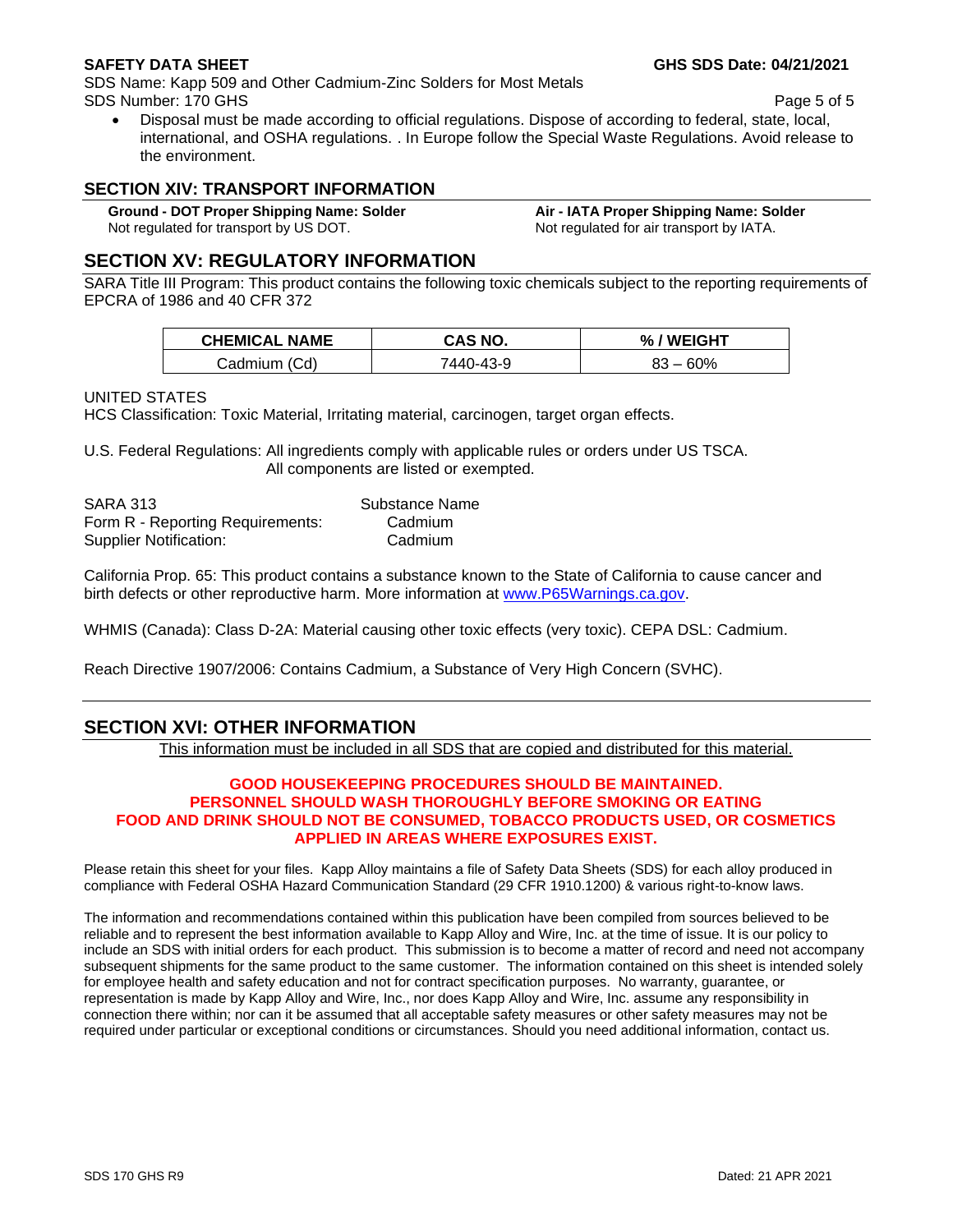- Disposal must be made according to official regulations. Dispose of according to federal, state, local, international, and OSHA regulations. . In Europe follow the Special Waste Regulations. Avoid release to the environment.

## SECTION XIV: TRANSPORT INFORMATION

**Ground - DOT Proper Shipping Name: Solder**
Not regulated for transport by US DOT.

**Air - IATA Proper Shipping Name: Solder**
Not regulated for air transport by IATA.

## SECTION XV: REGULATORY INFORMATION

SARA Title III Program: This product contains the following toxic chemicals subject to the reporting requirements of EPCRA of 1986 and 40 CFR 372

| CHEMICAL NAME | CAS NO. | % / WEIGHT |
|---|---|---|
| Cadmium (Cd) | 7440-43-9 | 83 – 60% |

UNITED STATES
HCS Classification: Toxic Material, Irritating material, carcinogen, target organ effects.

U.S. Federal Regulations: All ingredients comply with applicable rules or orders under US TSCA. All components are listed or exempted.

| SARA 313 | Substance Name |
|---|---|
| Form R - Reporting Requirements: | Cadmium |
| Supplier Notification: | Cadmium |

California Prop. 65: This product contains a substance known to the State of California to cause cancer and birth defects or other reproductive harm. More information at www.P65Warnings.ca.gov.

WHMIS (Canada): Class D-2A: Material causing other toxic effects (very toxic). CEPA DSL: Cadmium.

Reach Directive 1907/2006: Contains Cadmium, a Substance of Very High Concern (SVHC).

## SECTION XVI: OTHER INFORMATION

This information must be included in all SDS that are copied and distributed for this material.

**GOOD HOUSEKEEPING PROCEDURES SHOULD BE MAINTAINED.**
**PERSONNEL SHOULD WASH THOROUGHLY BEFORE SMOKING OR EATING**
**FOOD AND DRINK SHOULD NOT BE CONSUMED, TOBACCO PRODUCTS USED, OR COSMETICS APPLIED IN AREAS WHERE EXPOSURES EXIST.**

Please retain this sheet for your files. Kapp Alloy maintains a file of Safety Data Sheets (SDS) for each alloy produced in compliance with Federal OSHA Hazard Communication Standard (29 CFR 1910.1200) & various right-to-know laws.

The information and recommendations contained within this publication have been compiled from sources believed to be reliable and to represent the best information available to Kapp Alloy and Wire, Inc. at the time of issue. It is our policy to include an SDS with initial orders for each product. This submission is to become a matter of record and need not accompany subsequent shipments for the same product to the same customer. The information contained on this sheet is intended solely for employee health and safety education and not for contract specification purposes. No warranty, guarantee, or representation is made by Kapp Alloy and Wire, Inc., nor does Kapp Alloy and Wire, Inc. assume any responsibility in connection there within; nor can it be assumed that all acceptable safety measures or other safety measures may not be required under particular or exceptional conditions or circumstances. Should you need additional information, contact us.